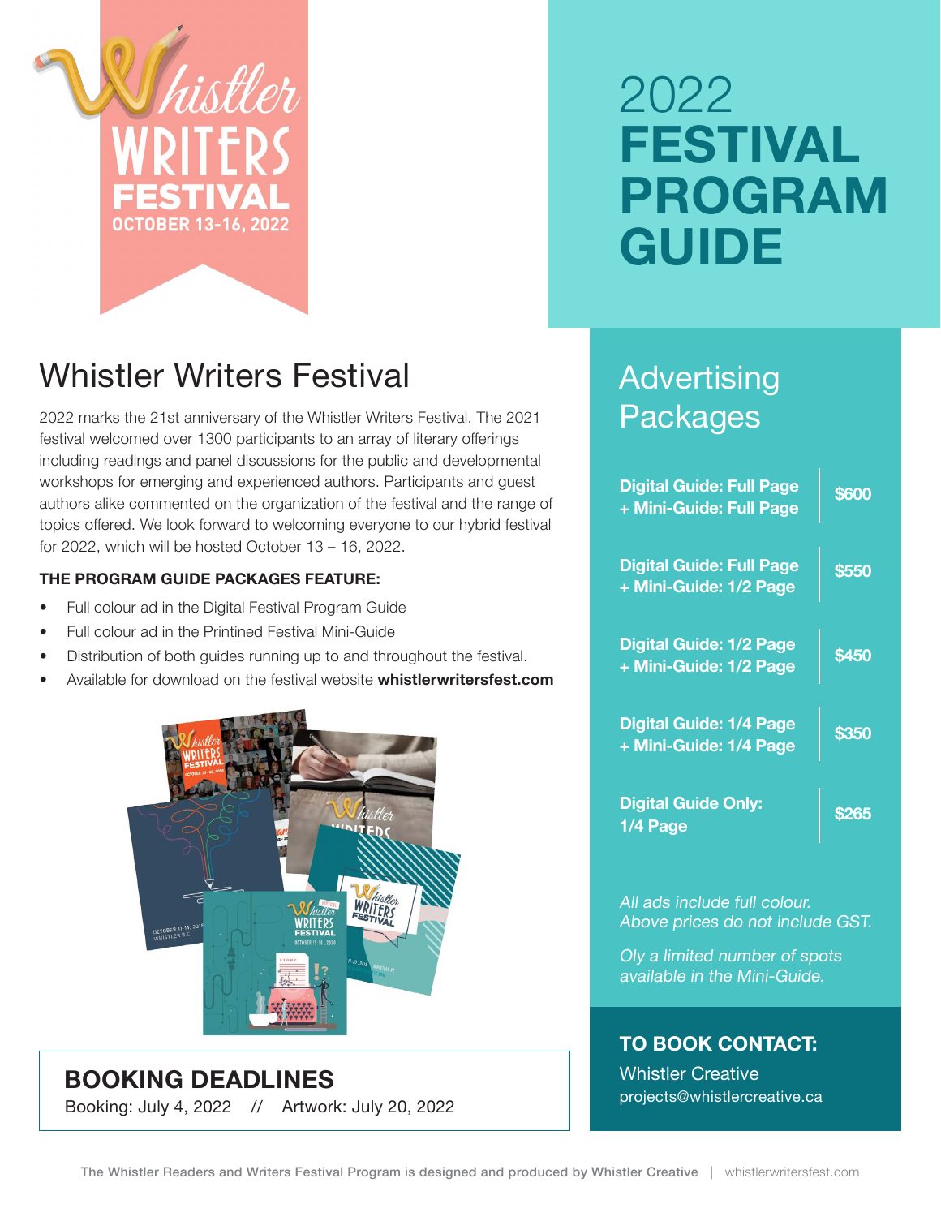Whistler WRITERS FESTIVAL
OCTOBER 13-16, 2022

# 2022 FESTIVAL PROGRAM GUIDE

## Whistler Writers Festival

2022 marks the 21st anniversary of the Whistler Writers Festival. The 2021 festival welcomed over 1300 participants to an array of literary offerings including readings and panel discussions for the public and developmental workshops for emerging and experienced authors. Participants and guest authors alike commented on the organization of the festival and the range of topics offered. We look forward to welcoming everyone to our hybrid festival for 2022, which will be hosted October 13 – 16, 2022.

**THE PROGRAM GUIDE PACKAGES FEATURE:**

- Full colour ad in the Digital Festival Program Guide
- Full colour ad in the Printined Festival Mini-Guide
- Distribution of both guides running up to and throughout the festival.
- Available for download on the festival website **whistlerwritersfest.com**

## BOOKING DEADLINES

Booking: July 4, 2022 // Artwork: July 20, 2022

## Advertising Packages

| Package | Price |
|---|---|
| **Digital Guide: Full Page + Mini-Guide: Full Page** | **$600** |
| **Digital Guide: Full Page + Mini-Guide: 1/2 Page** | **$550** |
| **Digital Guide: 1/2 Page + Mini-Guide: 1/2 Page** | **$450** |
| **Digital Guide: 1/4 Page + Mini-Guide: 1/4 Page** | **$350** |
| **Digital Guide Only: 1/4 Page** | **$265** |

*All ads include full colour.*
*Above prices do not include GST.*

*Oly a limited number of spots available in the Mini-Guide.*

### TO BOOK CONTACT:

Whistler Creative
projects@whistlercreative.ca

The Whistler Readers and Writers Festival Program is designed and produced by Whistler Creative | whistlerwritersfest.com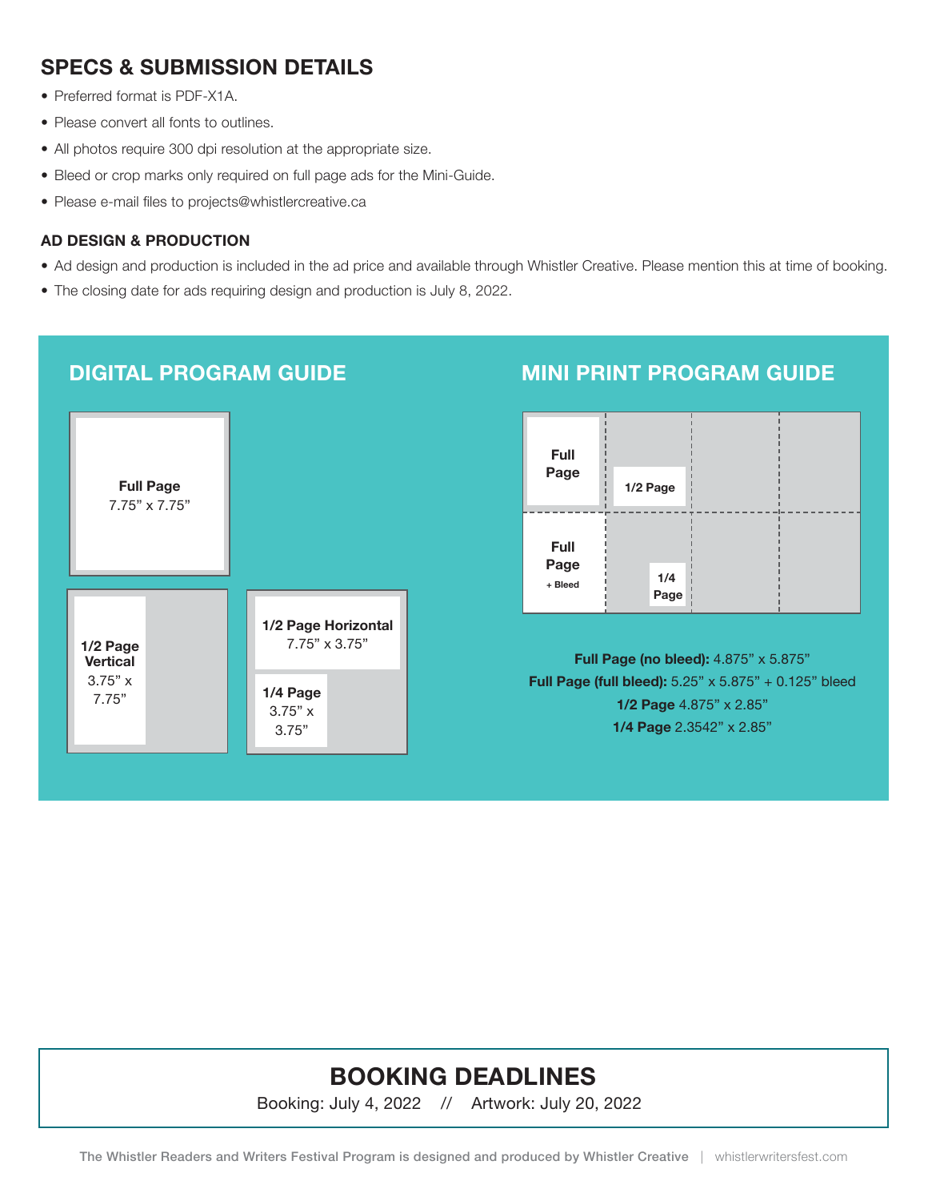## SPECS & SUBMISSION DETAILS

- Preferred format is PDF-X1A.
- Please convert all fonts to outlines.
- All photos require 300 dpi resolution at the appropriate size.
- Bleed or crop marks only required on full page ads for the Mini-Guide.
- Please e-mail files to projects@whistlercreative.ca

### AD DESIGN & PRODUCTION

- Ad design and production is included in the ad price and available through Whistler Creative. Please mention this at time of booking.
- The closing date for ads requiring design and production is July 8, 2022.

## DIGITAL PROGRAM GUIDE

**Full Page**
7.75" x 7.75"

**1/2 Page Vertical**
3.75" x 7.75"

**1/2 Page Horizontal**
7.75" x 3.75"

**1/4 Page**
3.75" x 3.75"

## MINI PRINT PROGRAM GUIDE

Full Page

1/2 Page

Full Page + Bleed

1/4 Page

**Full Page (no bleed):** 4.875" x 5.875"
**Full Page (full bleed):** 5.25" x 5.875" + 0.125" bleed
**1/2 Page** 4.875" x 2.85"
**1/4 Page** 2.3542" x 2.85"

## BOOKING DEADLINES

Booking: July 4, 2022 // Artwork: July 20, 2022

The Whistler Readers and Writers Festival Program is designed and produced by Whistler Creative | whistlerwritersfest.com